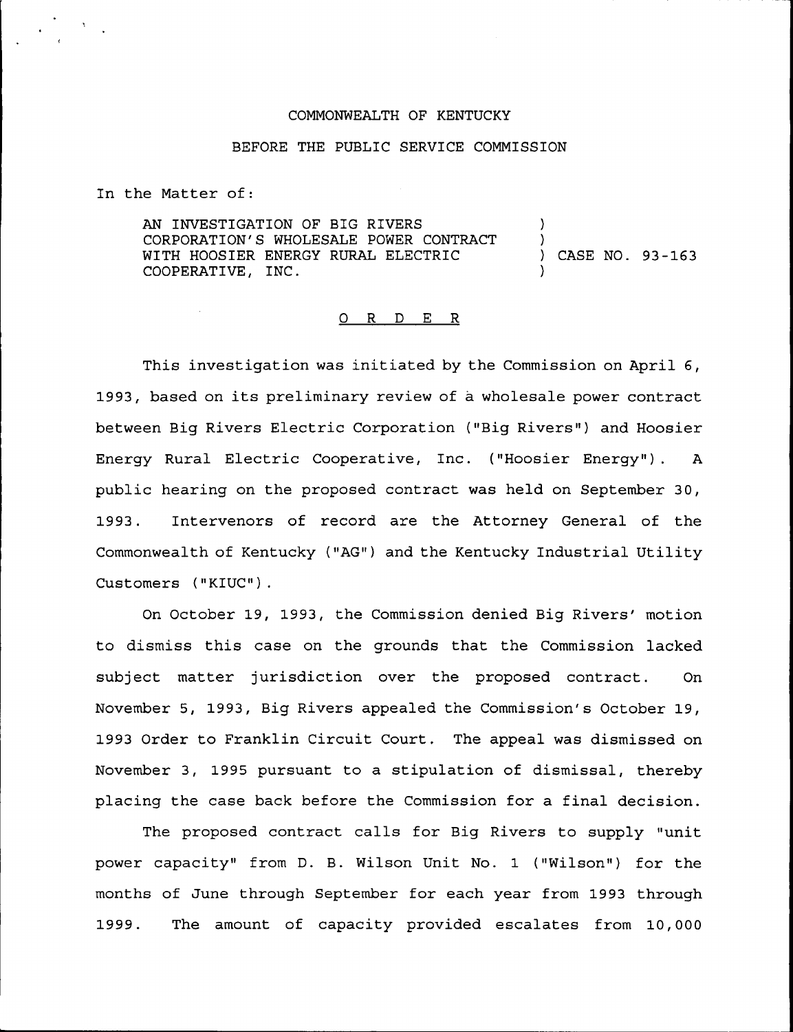COMMONWEALTH OF KENTUCKY

BEFORE THE PUBLIC SERVICE COMMISSION

In the Matter of:

AN INVESTIGATION OF BIG RIVERS CORPORATION'S WHOLESALE POWER CONTRACT WITH HOOSIER ENERGY RURAL ELECTRIC COOPERATIVE, INC. ) CASE NO. 93-163

O R D E R

This investigation was initiated by the Commission on April 6, 1993, based on its preliminary review of a wholesale power contract between Big Rivers Electric Corporation ("Big Rivers") and Hoosier Energy Rural Electric Cooperative, Inc. ("Hoosier Energy"). A public hearing on the proposed contract was held on September 30, 1993. Intervenors of record are the Attorney General of the Commonwealth of Kentucky ("AG") and the Kentucky Industrial Utility Customers ("KIUC").

On October 19, 1993, the Commission denied Big Rivers' motion to dismiss this case on the grounds that the Commission lacked subject matter jurisdiction over the proposed contract. On November 5, 1993, Big Rivers appealed the Commission's October 19, 1993 Order to Franklin Circuit Court. The appeal was dismissed on November 3, 1995 pursuant to a stipulation of dismissal, thereby placing the case back before the Commission for a final decision.

The proposed contract calls for Big Rivers to supply "unit power capacity" from D. B. Wilson Unit No. 1 ("Wilson") for the months of June through September for each year from 1993 through 1999. The amount of capacity provided escalates from 10,000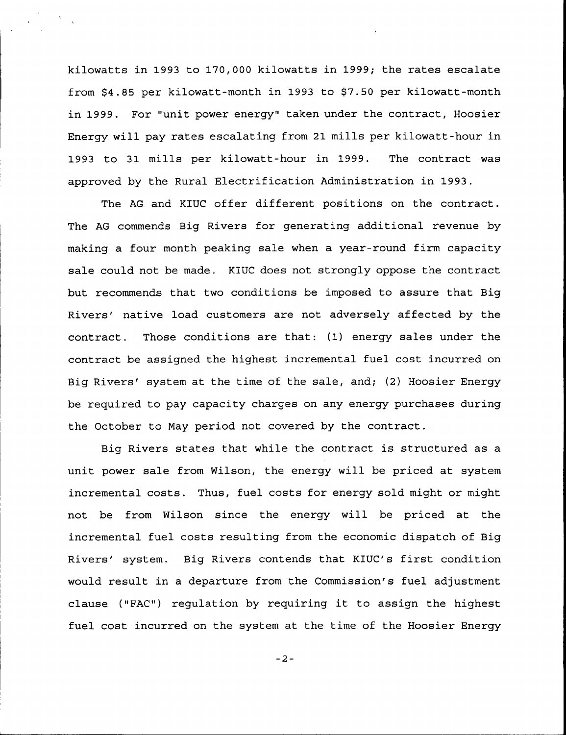kilowatts in 1993 to 170,000 kilowatts in 1999; the rates escalate from $4.85 per kilowatt-month in 1993 to $7.50 per kilowatt-month in 1999. For "unit power energy" taken under the contract, Hoosier Energy will pay rates escalating from 21 mills per kilowatt-hour in 1993 to 31 mills per kilowatt-hour in 1999. The contract was approved by the Rural Electrification Administration in 1993.

The AG and KIUC offer different positions on the contract. The AG commends Big Rivers for generating additional revenue by making a four month peaking sale when a year-round firm capacity sale could not be made. KIUC does not strongly oppose the contract but recommends that two conditions be imposed to assure that Big Rivers' native load customers are not adversely affected by the contract. Those conditions are that: (1) energy sales under the contract be assigned the highest incremental fuel cost incurred on Big Rivers' system at the time of the sale, and; (2) Hoosier Energy be required to pay capacity charges on any energy purchases during the October to May period not covered by the contract.

Big Rivers states that while the contract is structured as a unit power sale from Wilson, the energy will be priced at system incremental costs. Thus, fuel costs for energy sold might or might not be from Wilson since the energy will be priced at the incremental fuel costs resulting from the economic dispatch of Big Rivers' system. Big Rivers contends that KIUC's first condition would result in a departure from the Commission's fuel adjustment clause ("FAC") regulation by requiring it to assign the highest fuel cost incurred on the system at the time of the Hoosier Energy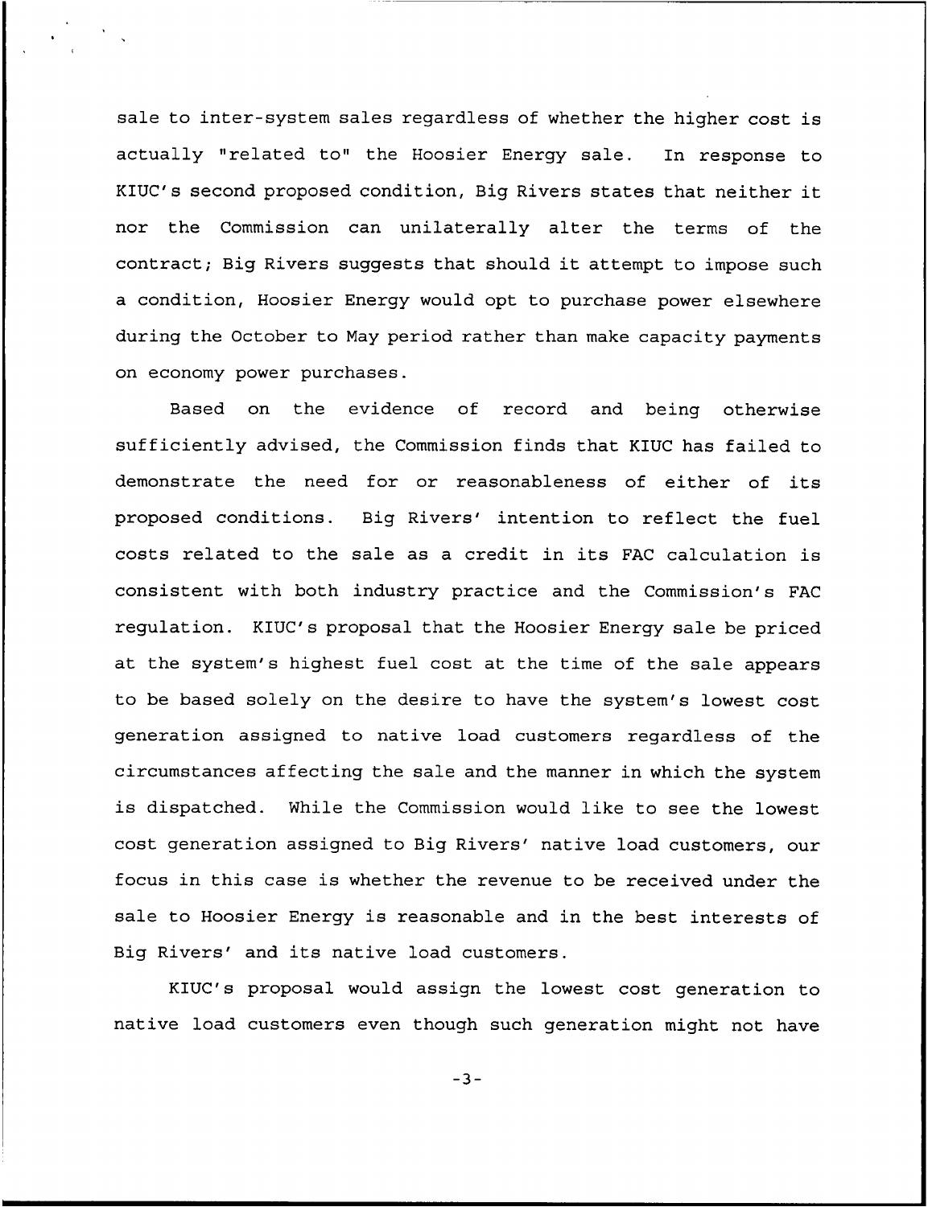sale to inter-system sales regardless of whether the higher cost is actually "related to" the Hoosier Energy sale. In response to KIUC's second proposed condition, Big Rivers states that neither it nor the Commission can unilaterally alter the terms of the contract; Big Rivers suggests that should it attempt to impose such a condition, Hoosier Energy would opt to purchase power elsewhere during the October to May period rather than make capacity payments on economy power purchases.

Based on the evidence of record and being otherwise sufficiently advised, the Commission finds that KIUC has failed to demonstrate the need for or reasonableness of either of its proposed conditions. Big Rivers' intention to reflect the fuel costs related to the sale as a credit in its FAC calculation is consistent with both industry practice and the Commission's FAC regulation. KIUC's proposal that the Hoosier Energy sale be priced at the system's highest fuel cost at the time of the sale appears to be based solely on the desire to have the system's lowest cost generation assigned to native load customers regardless of the circumstances affecting the sale and the manner in which the system is dispatched. While the Commission would like to see the lowest cost generation assigned to Big Rivers' native load customers, our focus in this case is whether the revenue to be received under the sale to Hoosier Energy is reasonable and in the best interests of Big Rivers' and its native load customers.

KIUC's proposal would assign the lowest cost generation to native load customers even though such generation might not have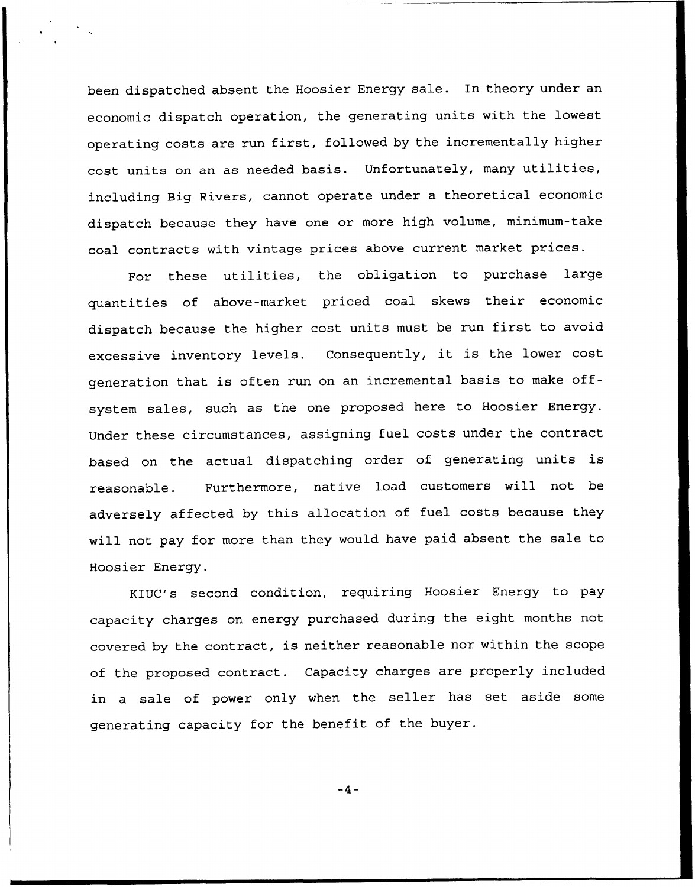been dispatched absent the Hoosier Energy sale. In theory under an economic dispatch operation, the generating units with the lowest operating costs are run first, followed by the incrementally higher cost units on an as needed basis. Unfortunately, many utilities, including Big Rivers, cannot operate under a theoretical economic dispatch because they have one or more high volume, minimum-take coal contracts with vintage prices above current market prices.

For these utilities, the obligation to purchase large quantities of above-market priced coal skews their economic dispatch because the higher cost units must be run first to avoid excessive inventory levels. Consequently, it is the lower cost generation that is often run on an incremental basis to make off-system sales, such as the one proposed here to Hoosier Energy. Under these circumstances, assigning fuel costs under the contract based on the actual dispatching order of generating units is reasonable. Furthermore, native load customers will not be adversely affected by this allocation of fuel costs because they will not pay for more than they would have paid absent the sale to Hoosier Energy.

KIUC's second condition, requiring Hoosier Energy to pay capacity charges on energy purchased during the eight months not covered by the contract, is neither reasonable nor within the scope of the proposed contract. Capacity charges are properly included in a sale of power only when the seller has set aside some generating capacity for the benefit of the buyer.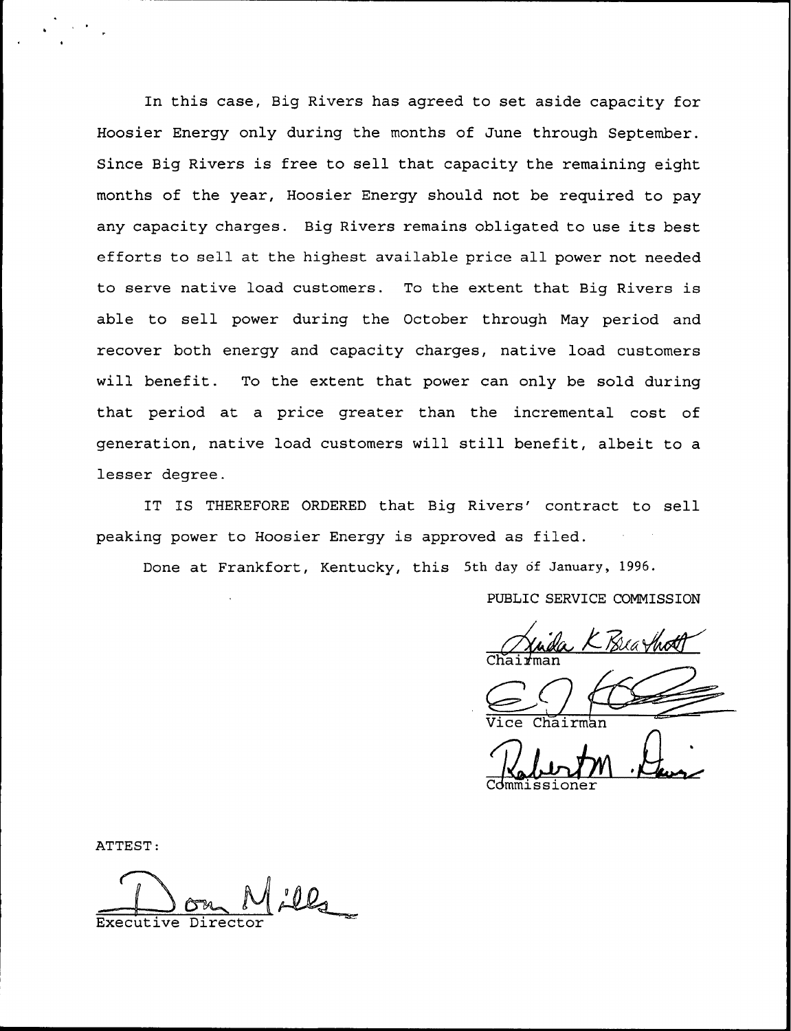In this case, Big Rivers has agreed to set aside capacity for Hoosier Energy only during the months of June through September. Since Big Rivers is free to sell that capacity the remaining eight months of the year, Hoosier Energy should not be required to pay any capacity charges. Big Rivers remains obligated to use its best efforts to sell at the highest available price all power not needed to serve native load customers. To the extent that Big Rivers is able to sell power during the October through May period and recover both energy and capacity charges, native load customers will benefit. To the extent that power can only be sold during that period at a price greater than the incremental cost of generation, native load customers will still benefit, albeit to a lesser degree.

IT IS THEREFORE ORDERED that Big Rivers' contract to sell peaking power to Hoosier Energy is approved as filed.

Done at Frankfort, Kentucky, this 5th day of January, 1996.

PUBLIC SERVICE COMMISSION

Chairman

Vice Chairman

Commissioner

ATTEST:

Executive Director